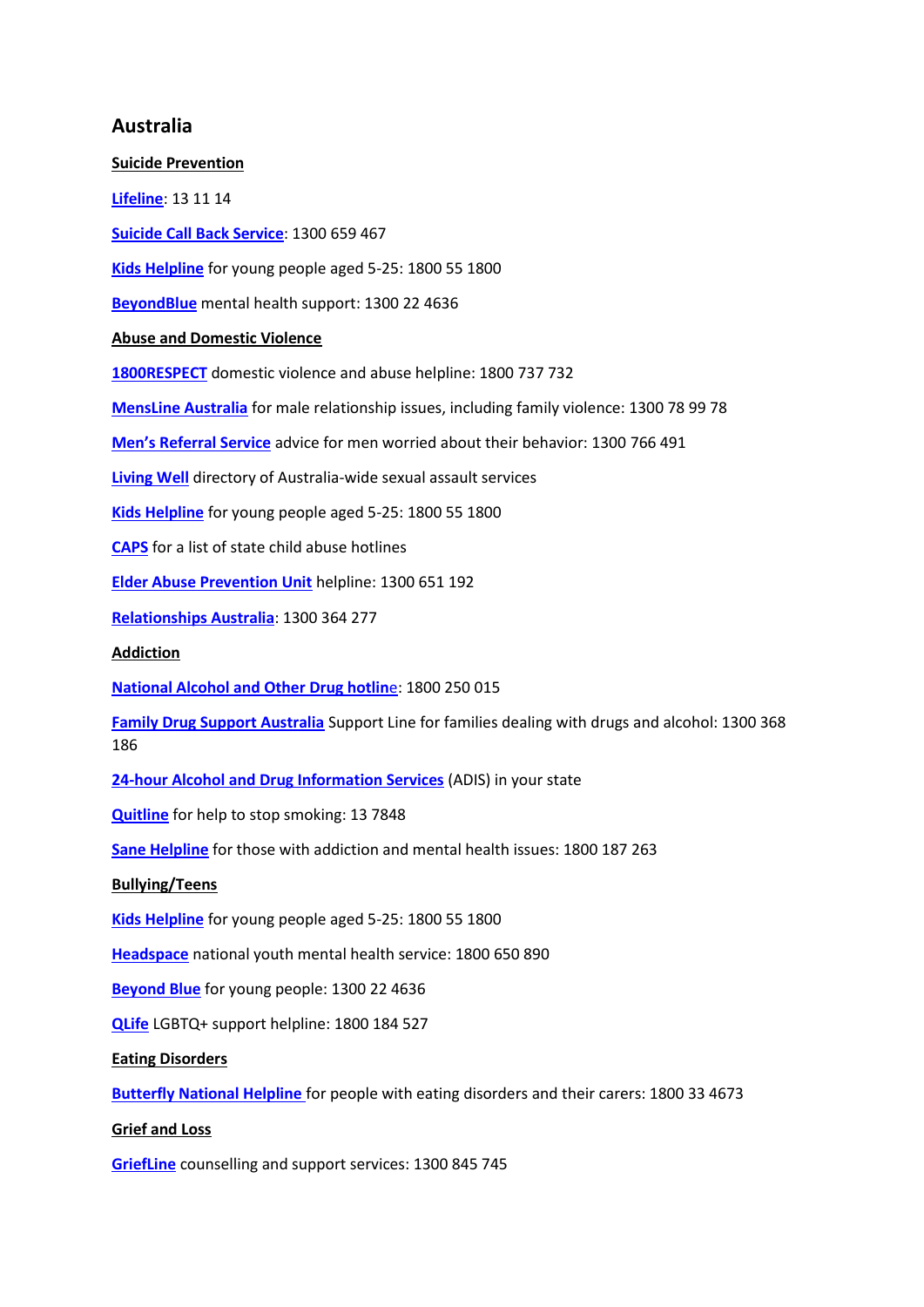## Australia

**Suicide Prevention**

**Lifeline**: 13 11 14

**Suicide Call Back Service**: 1300 659 467

**Kids Helpline** for young people aged 5-25: 1800 55 1800

**BeyondBlue** mental health support: 1300 22 4636

**Abuse and Domestic Violence**

**1800RESPECT** domestic violence and abuse helpline: 1800 737 732

**MensLine Australia** for male relationship issues, including family violence: 1300 78 99 78

**Men's Referral Service** advice for men worried about their behavior: 1300 766 491

**Living Well** directory of Australia-wide sexual assault services

**Kids Helpline** for young people aged 5-25: 1800 55 1800

**CAPS** for a list of state child abuse hotlines

**Elder Abuse Prevention Unit** helpline: 1300 651 192

**Relationships Australia**: 1300 364 277

**Addiction**

**National Alcohol and Other Drug hotline**: 1800 250 015

**Family Drug Support Australia** Support Line for families dealing with drugs and alcohol: 1300 368 186

**24-hour Alcohol and Drug Information Services** (ADIS) in your state

**Quitline** for help to stop smoking: 13 7848

**Sane Helpline** for those with addiction and mental health issues: 1800 187 263

**Bullying/Teens**

**Kids Helpline** for young people aged 5-25: 1800 55 1800

**Headspace** national youth mental health service: 1800 650 890

**Beyond Blue** for young people: 1300 22 4636

**QLife** LGBTQ+ support helpline: 1800 184 527

**Eating Disorders**

**Butterfly National Helpline** for people with eating disorders and their carers: 1800 33 4673

**Grief and Loss**

**GriefLine** counselling and support services: 1300 845 745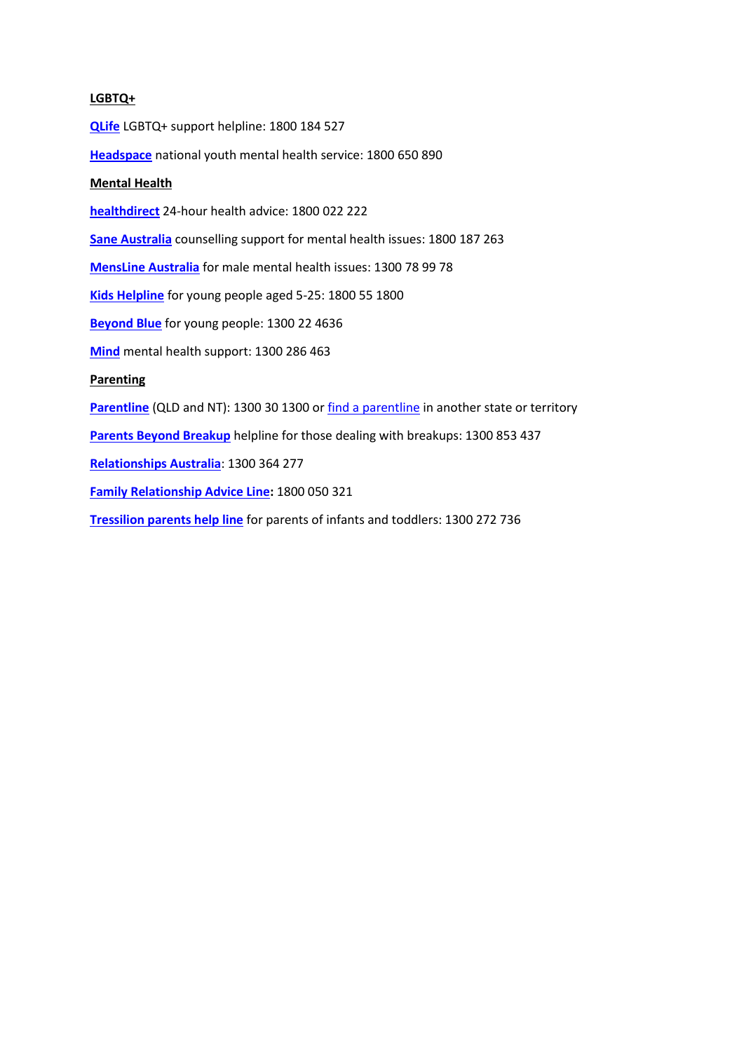**LGBTQ+**

**QLife** LGBTQ+ support helpline: 1800 184 527

**Headspace** national youth mental health service: 1800 650 890

**Mental Health**

**healthdirect** 24-hour health advice: 1800 022 222

**Sane Australia** counselling support for mental health issues: 1800 187 263

**MensLine Australia** for male mental health issues: 1300 78 99 78

**Kids Helpline** for young people aged 5-25: 1800 55 1800

**Beyond Blue** for young people: 1300 22 4636

**Mind** mental health support: 1300 286 463

**Parenting**

**Parentline** (QLD and NT): 1300 30 1300 or find a parentline in another state or territory

**Parents Beyond Breakup** helpline for those dealing with breakups: 1300 853 437

**Relationships Australia**: 1300 364 277

**Family Relationship Advice Line:** 1800 050 321

**Tressilion parents help line** for parents of infants and toddlers: 1300 272 736